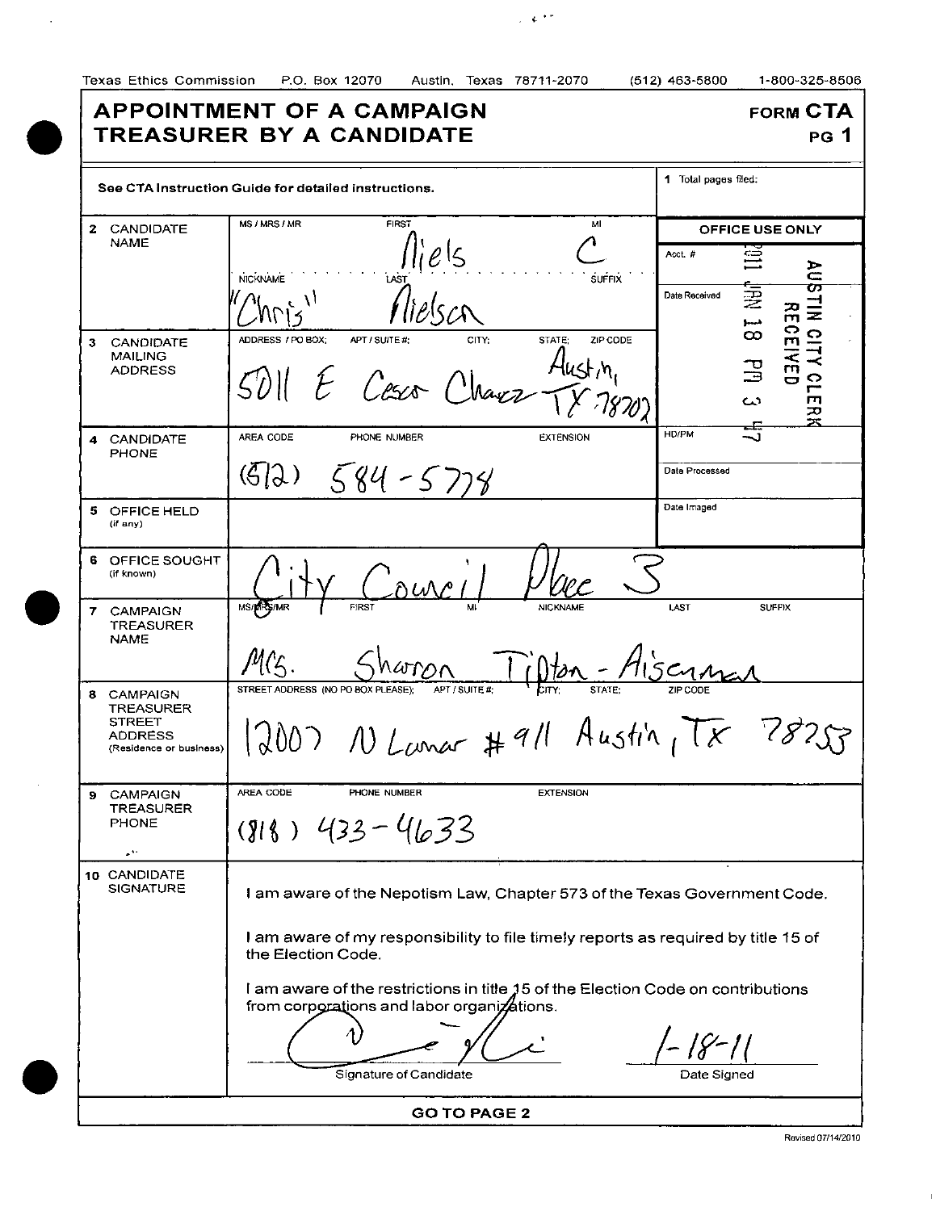Texas Ethics Commission P.O. Box 12070 Austin, Texas 78711-2070 (512) 463-5800 1-800-325-8506

# APPOINTMENT OF A CAMPAIGN TREASURER BY A CANDIDATE

**FORM CTA**
**PG 1**

| | | |
|---|---|---|
| See CTA Instruction Guide for detailed instructions. | | 1 Total pages filed: |
| 2 CANDIDATE NAME | MS / MRS / MR FIRST: Niels MI: C NICKNAME: "Chris" LAST: Nielsen SUFFIX | **OFFICE USE ONLY** Acct. # Date Received: 2011 JAN 18 PM 3 47 AUSTIN CITY CLERK RECEIVED |
| 3 CANDIDATE MAILING ADDRESS | ADDRESS / PO BOX; APT / SUITE #; CITY; STATE; ZIP CODE: 5011 E Cesar Chavez Austin, TX 78702 | |
| 4 CANDIDATE PHONE | AREA CODE PHONE NUMBER EXTENSION: (512) 584-5778 | HD/PM Date Processed |
| 5 OFFICE HELD (if any) | | Date Imaged |
| 6 OFFICE SOUGHT (if known) | City Council Place 3 | |
| 7 CAMPAIGN TREASURER NAME | MS/MRS/MR FIRST MI NICKNAME LAST SUFFIX: Mrs. Sharon Tipton-Aiseman | |
| 8 CAMPAIGN TREASURER STREET ADDRESS (Residence or business) | STREET ADDRESS (NO PO BOX PLEASE); APT / SUITE #; CITY; STATE; ZIP CODE: 12007 N Lamar #911 Austin, TX 78753 | |
| 9 CAMPAIGN TREASURER PHONE | AREA CODE PHONE NUMBER EXTENSION: (818) 433-4633 | |

**10 CANDIDATE SIGNATURE**

I am aware of the Nepotism Law, Chapter 573 of the Texas Government Code.

I am aware of my responsibility to file timely reports as required by title 15 of the Election Code.

I am aware of the restrictions in title 15 of the Election Code on contributions from corporations and labor organizations.

Signature of Candidate: [signature] Date Signed: 1-18-11

**GO TO PAGE 2**

Revised 07/14/2010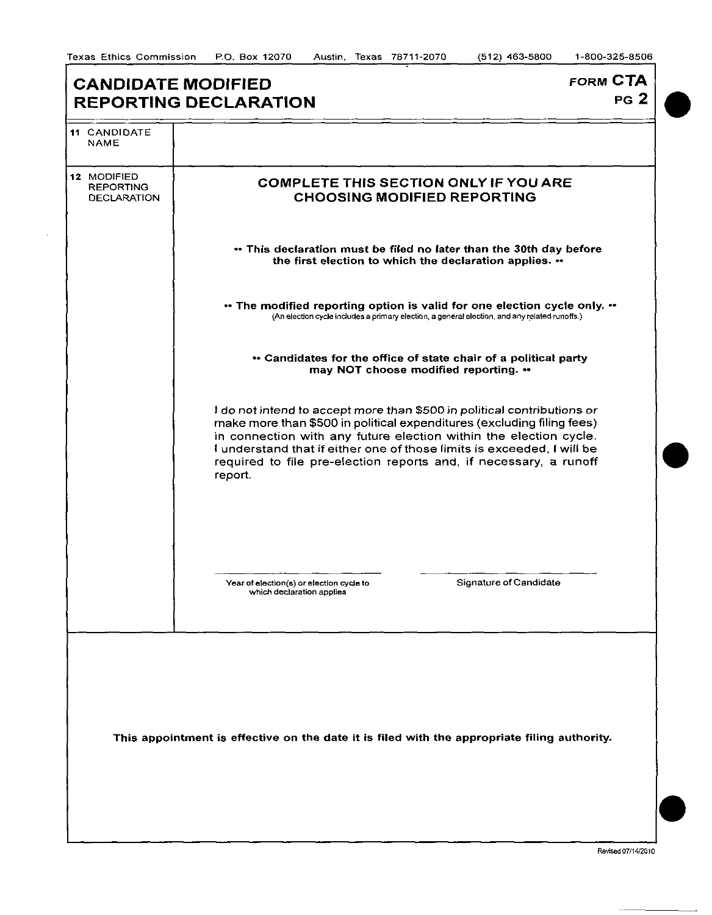Texas Ethics Commission P.O. Box 12070 Austin, Texas 78711-2070 (512) 463-5800 1-800-325-8506

# CANDIDATE MODIFIED REPORTING DECLARATION

**FORM CTA**
**PG 2**

| | |
|---|---|
| 11 CANDIDATE NAME | |
| 12 MODIFIED REPORTING DECLARATION | **COMPLETE THIS SECTION ONLY IF YOU ARE CHOOSING MODIFIED REPORTING** |

**•• This declaration must be filed no later than the 30th day before the first election to which the declaration applies. ••**

**•• The modified reporting option is valid for one election cycle only. ••**
(An election cycle includes a primary election, a general election, and any related runoffs.)

**•• Candidates for the office of state chair of a political party may NOT choose modified reporting. ••**

I do not intend to accept more than $500 in political contributions or make more than $500 in political expenditures (excluding filing fees) in connection with any future election within the election cycle. I understand that if either one of those limits is exceeded, I will be required to file pre-election reports and, if necessary, a runoff report.

Year of election(s) or election cycle to which declaration applies

Signature of Candidate

**This appointment is effective on the date it is filed with the appropriate filing authority.**

Revised 07/14/2010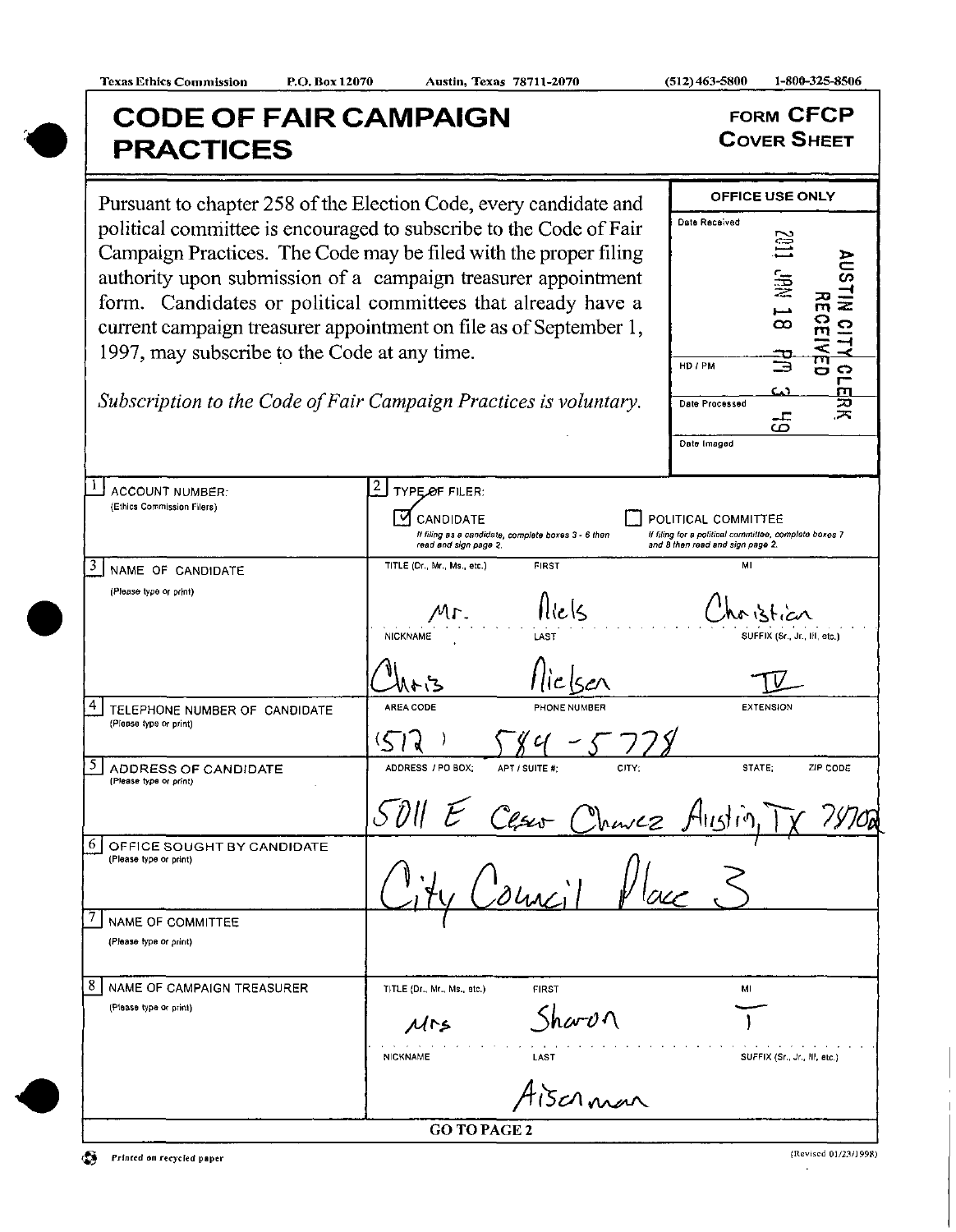Texas Ethics Commission P.O. Box 12070 Austin, Texas 78711-2070 (512) 463-5800 1-800-325-8506

# CODE OF FAIR CAMPAIGN PRACTICES

**FORM CFCP**
**COVER SHEET**

Pursuant to chapter 258 of the Election Code, every candidate and political committee is encouraged to subscribe to the Code of Fair Campaign Practices. The Code may be filed with the proper filing authority upon submission of a campaign treasurer appointment form. Candidates or political committees that already have a current campaign treasurer appointment on file as of September 1, 1997, may subscribe to the Code at any time.

*Subscription to the Code of Fair Campaign Practices is voluntary.*

| OFFICE USE ONLY |
|---|
| Date Received: AUSTIN CITY CLERK RECEIVED 2011 JAN 18 PM 3 49 |
| HD / PM |
| Date Processed |
| Date Imaged |

| | | |
|---|---|---|
| 1 ACCOUNT NUMBER: (Ethics Commission Filers) | 2 TYPE OF FILER: ☑ CANDIDATE — If filing as a candidate, complete boxes 3 - 6 then read and sign page 2. | ☐ POLITICAL COMMITTEE — If filing for a political committee, complete boxes 7 and 8 then read and sign page 2. |
| 3 NAME OF CANDIDATE (Please type or print) | TITLE (Dr., Mr., Ms., etc.): Mr. FIRST: Niels | MI: Christian |
| | NICKNAME: Chris LAST: Nielsen | SUFFIX (Sr., Jr., III, etc.): IV |
| 4 TELEPHONE NUMBER OF CANDIDATE (Please type or print) | AREA CODE: (512) PHONE NUMBER: 584-5778 | EXTENSION: |
| 5 ADDRESS OF CANDIDATE (Please type or print) | ADDRESS / PO BOX; APT / SUITE #; CITY: 5011 E Cesar Chavez Austin | STATE: TX ZIP CODE: 78702 |
| 6 OFFICE SOUGHT BY CANDIDATE (Please type or print) | City Council Place 3 | |
| 7 NAME OF COMMITTEE (Please type or print) | | |
| 8 NAME OF CAMPAIGN TREASURER (Please type or print) | TITLE (Dr., Mr., Ms., etc.): Mrs FIRST: Sharon | MI: T |
| | NICKNAME: LAST: Aiseman | SUFFIX (Sr., Jr., III, etc.): |

**GO TO PAGE 2**

Printed on recycled paper

(Revised 01/23/1998)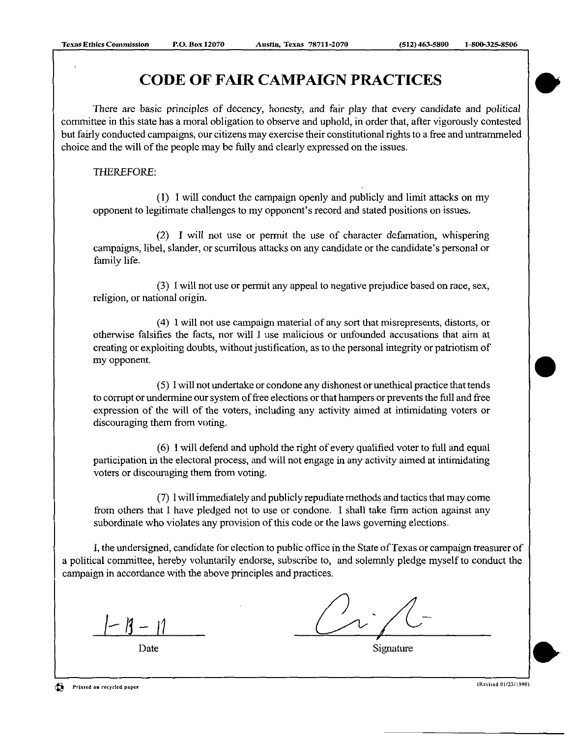Texas Ethics Commission P.O. Box 12070 Austin, Texas 78711-2070 (512) 463-5800 1-800-325-8506

# CODE OF FAIR CAMPAIGN PRACTICES

There are basic principles of decency, honesty, and fair play that every candidate and political committee in this state has a moral obligation to observe and uphold, in order that, after vigorously contested but fairly conducted campaigns, our citizens may exercise their constitutional rights to a free and untrammeled choice and the will of the people may be fully and clearly expressed on the issues.

THEREFORE:

(1) I will conduct the campaign openly and publicly and limit attacks on my opponent to legitimate challenges to my opponent's record and stated positions on issues.

(2) I will not use or permit the use of character defamation, whispering campaigns, libel, slander, or scurrilous attacks on any candidate or the candidate's personal or family life.

(3) I will not use or permit any appeal to negative prejudice based on race, sex, religion, or national origin.

(4) I will not use campaign material of any sort that misrepresents, distorts, or otherwise falsifies the facts, nor will I use malicious or unfounded accusations that aim at creating or exploiting doubts, without justification, as to the personal integrity or patriotism of my opponent.

(5) I will not undertake or condone any dishonest or unethical practice that tends to corrupt or undermine our system of free elections or that hampers or prevents the full and free expression of the will of the voters, including any activity aimed at intimidating voters or discouraging them from voting.

(6) I will defend and uphold the right of every qualified voter to full and equal participation in the electoral process, and will not engage in any activity aimed at intimidating voters or discouraging them from voting.

(7) I will immediately and publicly repudiate methods and tactics that may come from others that I have pledged not to use or condone. I shall take firm action against any subordinate who violates any provision of this code or the laws governing elections.

I, the undersigned, candidate for election to public office in the State of Texas or campaign treasurer of a political committee, hereby voluntarily endorse, subscribe to, and solemnly pledge myself to conduct the campaign in accordance with the above principles and practices.

1-13-11

Date

Signature

Printed on recycled paper

(Revised 01/23/1998)